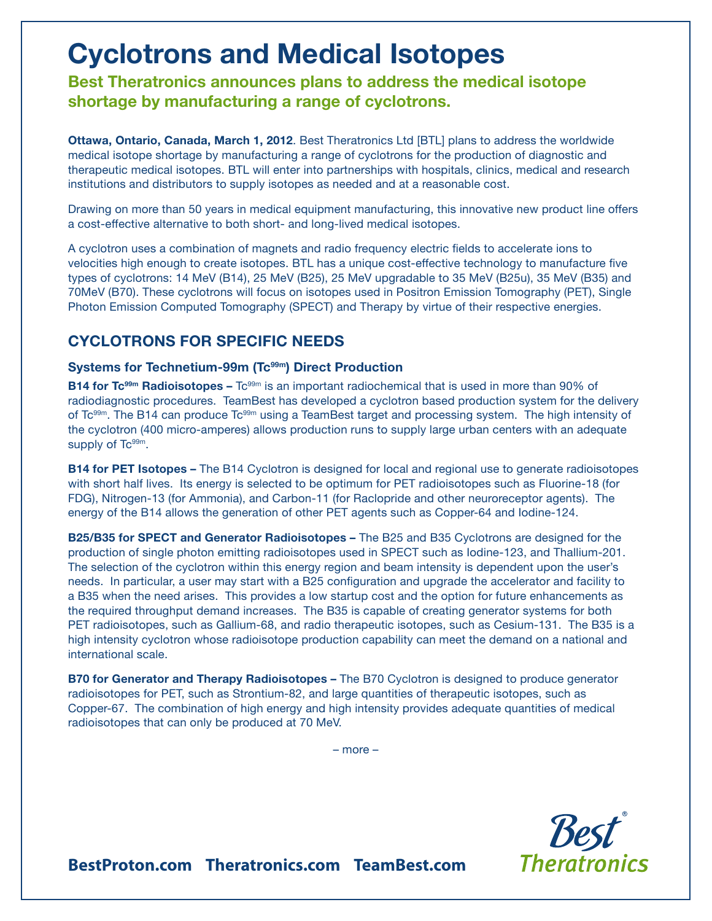# Cyclotrons and Medical Isotopes

## Best Theratronics announces plans to address the medical isotope shortage by manufacturing a range of cyclotrons.

**Ottawa, Ontario, Canada, March 1, 2012**. Best Theratronics Ltd [BTL] plans to address the worldwide medical isotope shortage by manufacturing a range of cyclotrons for the production of diagnostic and therapeutic medical isotopes. BTL will enter into partnerships with hospitals, clinics, medical and research institutions and distributors to supply isotopes as needed and at a reasonable cost.

Drawing on more than 50 years in medical equipment manufacturing, this innovative new product line offers a cost-effective alternative to both short- and long-lived medical isotopes.

A cyclotron uses a combination of magnets and radio frequency electric fields to accelerate ions to velocities high enough to create isotopes. BTL has a unique cost-effective technology to manufacture five types of cyclotrons: 14 MeV (B14), 25 MeV (B25), 25 MeV upgradable to 35 MeV (B25u), 35 MeV (B35) and 70MeV (B70). These cyclotrons will focus on isotopes used in Positron Emission Tomography (PET), Single Photon Emission Computed Tomography (SPECT) and Therapy by virtue of their respective energies.

## CYCLOTRONS FOR SPECIFIC NEEDS

### Systems for Technetium-99m ($Tc^{99m}$) Direct Production

**B14 for $Tc^{99m}$ Radioisotopes –** $Tc^{99m}$ is an important radiochemical that is used in more than 90% of radiodiagnostic procedures. TeamBest has developed a cyclotron based production system for the delivery of $Tc^{99m}$. The B14 can produce $Tc^{99m}$ using a TeamBest target and processing system. The high intensity of the cyclotron (400 micro-amperes) allows production runs to supply large urban centers with an adequate supply of $Tc^{99m}$.

**B14 for PET Isotopes –** The B14 Cyclotron is designed for local and regional use to generate radioisotopes with short half lives. Its energy is selected to be optimum for PET radioisotopes such as Fluorine-18 (for FDG), Nitrogen-13 (for Ammonia), and Carbon-11 (for Raclopride and other neuroreceptor agents). The energy of the B14 allows the generation of other PET agents such as Copper-64 and Iodine-124.

**B25/B35 for SPECT and Generator Radioisotopes –** The B25 and B35 Cyclotrons are designed for the production of single photon emitting radioisotopes used in SPECT such as Iodine-123, and Thallium-201. The selection of the cyclotron within this energy region and beam intensity is dependent upon the user's needs. In particular, a user may start with a B25 configuration and upgrade the accelerator and facility to a B35 when the need arises. This provides a low startup cost and the option for future enhancements as the required throughput demand increases. The B35 is capable of creating generator systems for both PET radioisotopes, such as Gallium-68, and radio therapeutic isotopes, such as Cesium-131. The B35 is a high intensity cyclotron whose radioisotope production capability can meet the demand on a national and international scale.

**B70 for Generator and Therapy Radioisotopes –** The B70 Cyclotron is designed to produce generator radioisotopes for PET, such as Strontium-82, and large quantities of therapeutic isotopes, such as Copper-67. The combination of high energy and high intensity provides adequate quantities of medical radioisotopes that can only be produced at 70 MeV.

– more –

**BestProton.com Theratronics.com TeamBest.com**

Best® Theratronics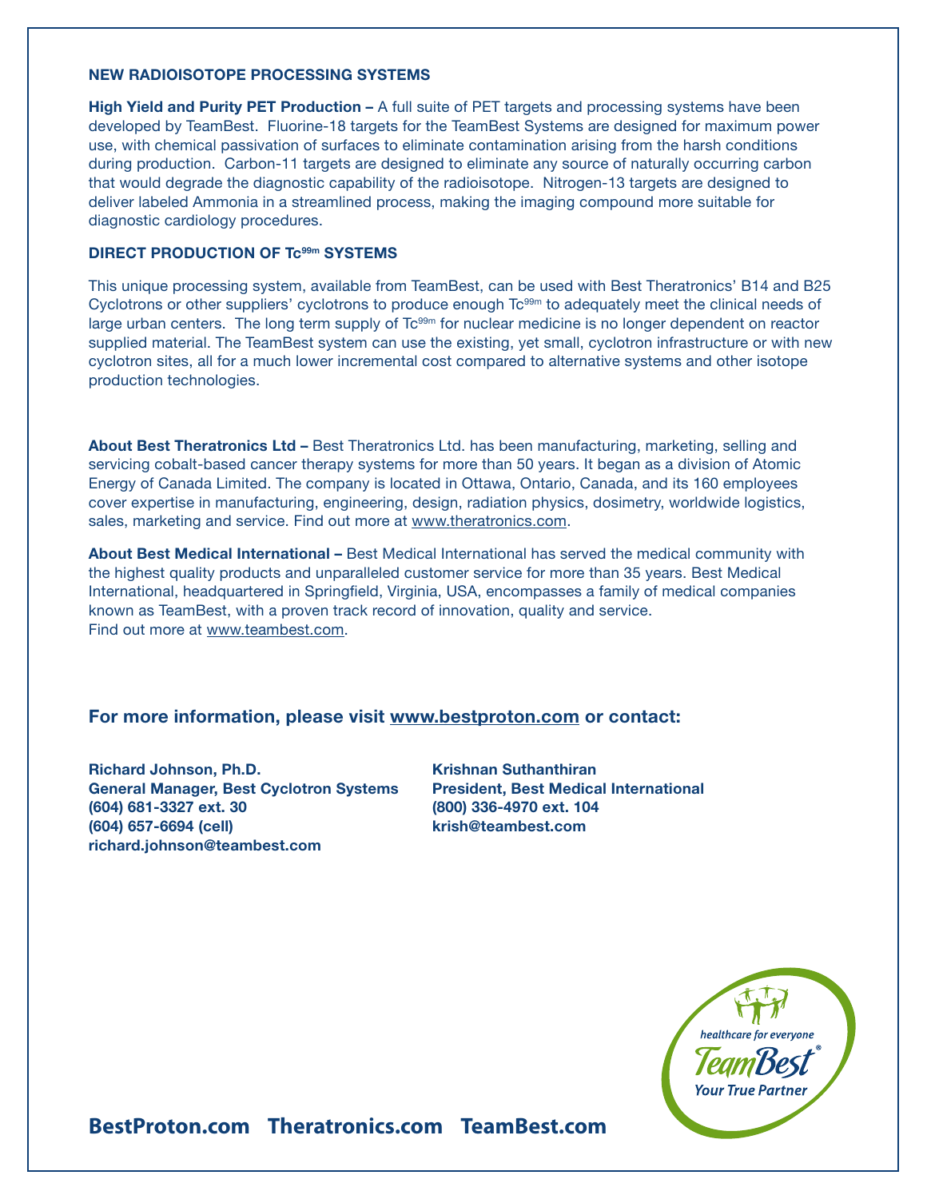## NEW RADIOISOTOPE PROCESSING SYSTEMS

**High Yield and Purity PET Production –** A full suite of PET targets and processing systems have been developed by TeamBest. Fluorine-18 targets for the TeamBest Systems are designed for maximum power use, with chemical passivation of surfaces to eliminate contamination arising from the harsh conditions during production. Carbon-11 targets are designed to eliminate any source of naturally occurring carbon that would degrade the diagnostic capability of the radioisotope. Nitrogen-13 targets are designed to deliver labeled Ammonia in a streamlined process, making the imaging compound more suitable for diagnostic cardiology procedures.

## DIRECT PRODUCTION OF $Tc^{99m}$ SYSTEMS

This unique processing system, available from TeamBest, can be used with Best Theratronics' B14 and B25 Cyclotrons or other suppliers' cyclotrons to produce enough $Tc^{99m}$ to adequately meet the clinical needs of large urban centers. The long term supply of $Tc^{99m}$ for nuclear medicine is no longer dependent on reactor supplied material. The TeamBest system can use the existing, yet small, cyclotron infrastructure or with new cyclotron sites, all for a much lower incremental cost compared to alternative systems and other isotope production technologies.

**About Best Theratronics Ltd –** Best Theratronics Ltd. has been manufacturing, marketing, selling and servicing cobalt-based cancer therapy systems for more than 50 years. It began as a division of Atomic Energy of Canada Limited. The company is located in Ottawa, Ontario, Canada, and its 160 employees cover expertise in manufacturing, engineering, design, radiation physics, dosimetry, worldwide logistics, sales, marketing and service. Find out more at www.theratronics.com.

**About Best Medical International –** Best Medical International has served the medical community with the highest quality products and unparalleled customer service for more than 35 years. Best Medical International, headquartered in Springfield, Virginia, USA, encompasses a family of medical companies known as TeamBest, with a proven track record of innovation, quality and service. Find out more at www.teambest.com.

### For more information, please visit www.bestproton.com or contact:

**Richard Johnson, Ph.D.**
**General Manager, Best Cyclotron Systems**
**(604) 681-3327 ext. 30**
**(604) 657-6694 (cell)**
**richard.johnson@teambest.com**

**Krishnan Suthanthiran**
**President, Best Medical International**
**(800) 336-4970 ext. 104**
**krish@teambest.com**

healthcare for everyone
TeamBest®
Your True Partner

**BestProton.com Theratronics.com TeamBest.com**